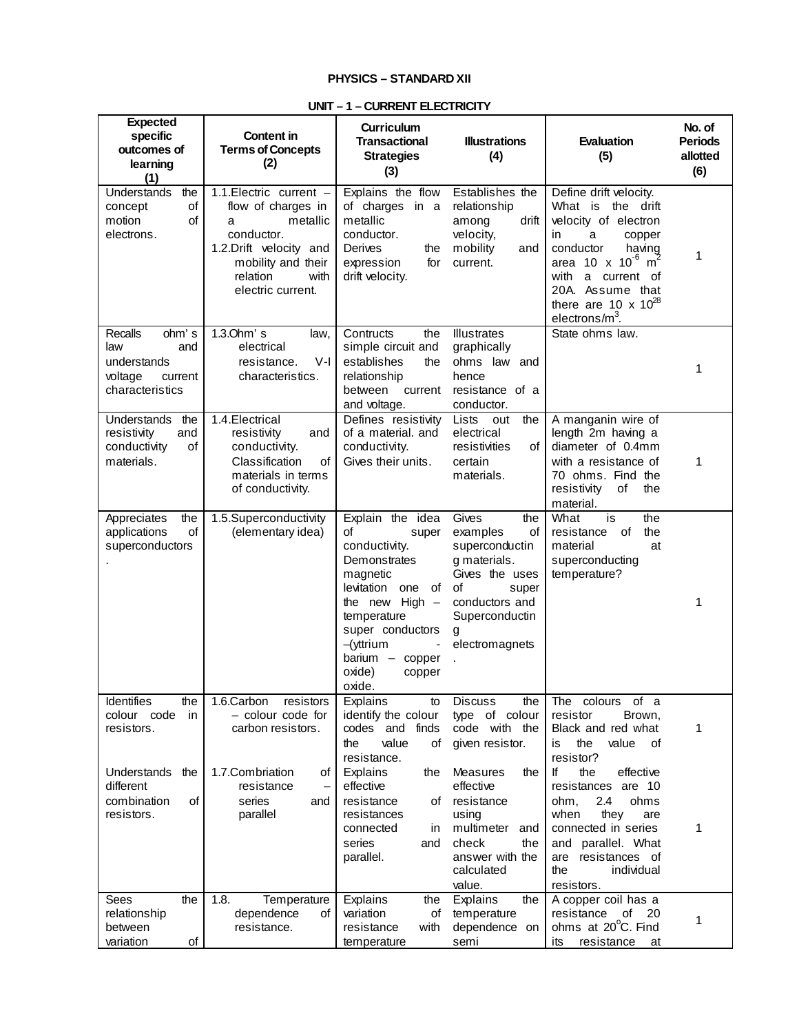**PHYSICS – STANDARD XII**

**UNIT – 1 – CURRENT ELECTRICITY**

| Expected specific outcomes of learning (1) | Content in Terms of Concepts (2) | Curriculum Transactional Strategies (3) | Illustrations (4) | Evaluation (5) | No. of Periods allotted (6) |
|---|---|---|---|---|---|
| Understands the concept of motion of electrons. | 1.1.Electric current – flow of charges in a metallic conductor. 1.2.Drift velocity and mobility and their relation with electric current. | Explains the flow of charges in a metallic conductor. Derives the expression for drift velocity. | Establishes the relationship among drift velocity, mobility and current. | Define drift velocity. What is the drift velocity of electron in a copper conductor having area $10 \times 10^{-6}$ $m^2$ with a current of 20A. Assume that there are $10 \times 10^{28}$ electrons/$m^3$. | 1 |
| Recalls ohm's law and understands voltage current characteristics | 1.3.Ohm's law, electrical resistance. V-I characteristics. | Contructs the simple circuit and establishes the relationship between current and voltage. | Illustrates graphically ohms law and hence resistance of a conductor. | State ohms law. | 1 |
| Understands the resistivity and conductivity of materials. | 1.4.Electrical resistivity and conductivity. Classification of materials in terms of conductivity. | Defines resistivity of a material. and conductivity. Gives their units. | Lists out the electrical resistivities of certain materials. | A manganin wire of length 2m having a diameter of 0.4mm with a resistance of 70 ohms. Find the resistivity of the material. | 1 |
| Appreciates the applications of superconductors. | 1.5.Superconductivity (elementary idea) | Explain the idea of super conductivity. Demonstrates magnetic levitation one of the new High – temperature super conductors –(yttrium - barium – copper oxide) copper oxide. | Gives the examples of superconducting materials. Gives the uses of super conductors and Superconducting electromagnets. | What is the resistance of the material at superconducting temperature? | 1 |
| Identifies the colour code in resistors. | 1.6.Carbon resistors – colour code for carbon resistors. | Explains to identify the colour codes and finds the value of resistance. | Discuss the type of colour code with the given resistor. | The colours of a resistor Brown, Black and red what is the value of resistor? | 1 |
| Understands the different combination of resistors. | 1.7.Combriation of resistance – series and parallel | Explains the effective resistance of resistances connected in series and parallel. | Measures the effective resistance using multimeter and check the answer with the calculated value. | If the effective resistances are 10 ohm, 2.4 ohms when they are connected in series and parallel. What are resistances of the individual resistors. | 1 |
| Sees the relationship between variation of | 1.8. Temperature dependence of resistance. | Explains the variation of resistance with temperature | Explains the temperature dependence on semi | A copper coil has a resistance of 20 ohms at $20^oC$. Find its resistance at | 1 |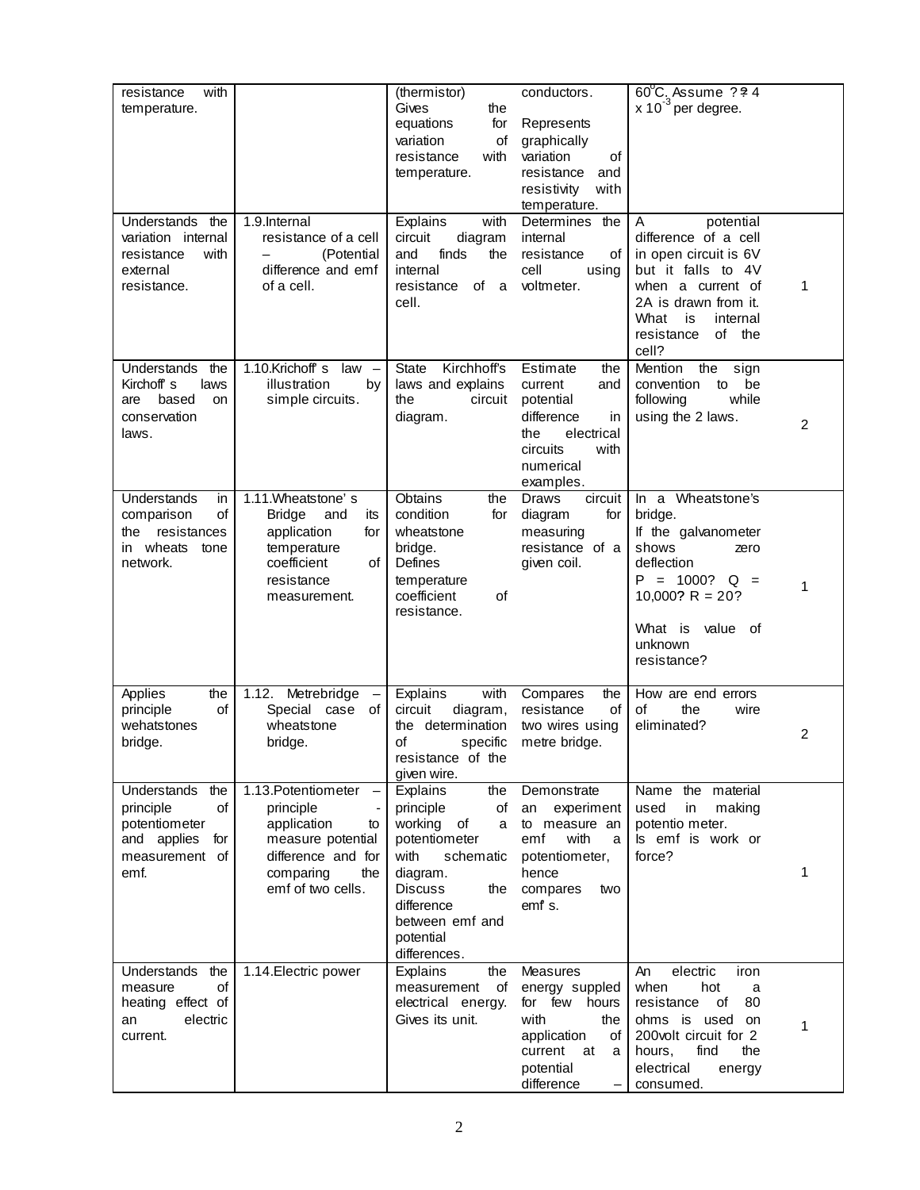| | | | | | |
|---|---|---|---|---|---|
| resistance with temperature. | | (thermistor) Gives the equations for variation of resistance with temperature. | conductors. Represents graphically variation of resistance and resistivity with temperature. | $60^0$C. Assume ?? 4 x $10^{-3}$ per degree. | |
| Understands the variation internal resistance with external resistance. | 1.9.Internal resistance of a cell – (Potential difference and emf of a cell. | Explains with circuit diagram and finds the internal resistance of a cell. | Determines the internal resistance of cell using voltmeter. | A potential difference of a cell in open circuit is 6V but it falls to 4V when a current of 2A is drawn from it. What is internal resistance of the cell? | 1 |
| Understands the Kirchoff's laws are based on conservation laws. | 1.10.Krichoff's law – illustration by simple circuits. | State Kirchhoff's laws and explains the circuit diagram. | Estimate the current and potential difference in the electrical circuits with numerical examples. | Mention the sign convention to be following while using the 2 laws. | 2 |
| Understands in comparison of the resistances in wheats tone network. | 1.11.Wheatstone' s Bridge and its application for temperature coefficient of resistance measurement. | Obtains the condition for wheatstone bridge. Defines temperature coefficient of resistance. | Draws circuit diagram for measuring resistance of a given coil. | In a Wheatstone's bridge. If the galvanometer shows zero deflection P = 1000? Q = 10,000? R = 20? What is value of unknown resistance? | 1 |
| Applies the principle of wehatstones bridge. | 1.12. Metrebridge – Special case of wheatstone bridge. | Explains with circuit diagram, the determination of specific resistance of the given wire. | Compares the resistance of two wires using metre bridge. | How are end errors of the wire eliminated? | 2 |
| Understands the principle of potentiometer and applies for measurement of emf. | 1.13.Potentiometer – principle - application to measure potential difference and for comparing the emf of two cells. | Explains the principle of working of a potentiometer with schematic diagram. Discuss the difference between emf and potential differences. | Demonstrate an experiment to measure an emf with a potentiometer, hence compares two emf's. | Name the material used in making potentio meter. Is emf is work or force? | 1 |
| Understands the measure of heating effect of an electric current. | 1.14.Electric power | Explains the measurement of electrical energy. Gives its unit. | Measures energy suppled for few hours with the application of current at a potential difference – | An electric iron when hot a resistance of 80 ohms is used on 200volt circuit for 2 hours, find the electrical energy consumed. | 1 |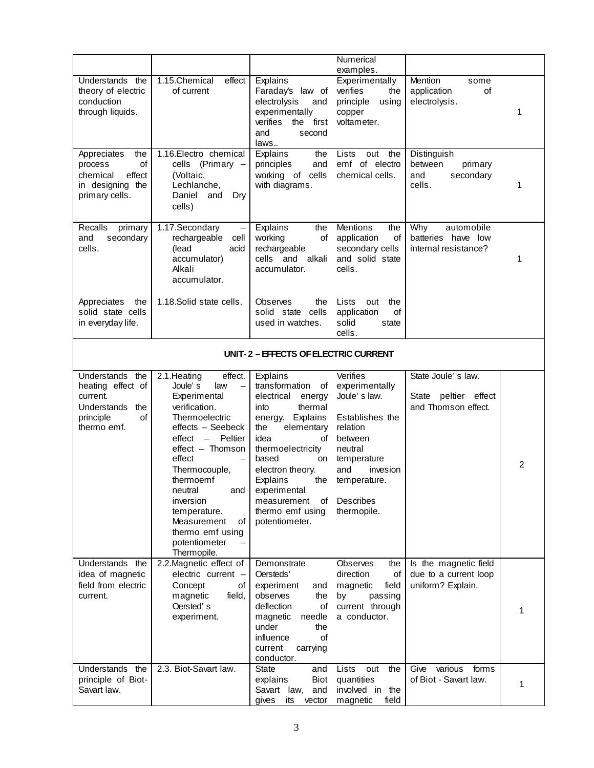| | | | | | |
|---|---|---|---|---|---|
| | | | Numerical examples. | | |
| Understands the theory of electric conduction through liquids. | 1.15.Chemical effect of current | Explains Faraday's law of electrolysis and experimentally verifies the first and second laws.. | Experimentally verifies the principle using copper voltameter. | Mention some application of electrolysis. | 1 |
| Appreciates the process of chemical effect in designing the primary cells. | 1.16.Electro chemical cells (Primary – (Voltaic, Lechlanche, Daniel and Dry cells) | Explains the principles and working of cells with diagrams. | Lists out the emf of electro chemical cells. | Distinguish between primary and secondary cells. | 1 |
| Recalls primary and secondary cells. | 1.17.Secondary – rechargeable cell (lead acid accumulator) Alkali accumulator. | Explains the working of rechargeable cells and alkali accumulator. | Mentions the application of secondary cells and solid state cells. | Why automobile batteries have low internal resistance? | 1 |
| Appreciates the solid state cells in everyday life. | 1.18.Solid state cells. | Observes the solid state cells used in watches. | Lists out the application of solid state cells. | | |
| **UNIT- 2 – EFFECTS OF ELECTRIC CURRENT** | | | | | |
| Understands the heating effect of current. Understands the principle of thermo emf. | 2.1.Heating effect. Joule' s law – Experimental verification. Thermoelectric effects – Seebeck effect – Peltier effect – Thomson effect – Thermocouple, thermoemf neutral and inversion temperature. Measurement of thermo emf using potentiometer – Thermopile. | Explains transformation of electrical energy into thermal energy. Explains the elementary idea of thermoelectricity based on electron theory. Explains the experimental measurement of thermo emf using potentiometer. | Verifies experimentally Joule' s law. Establishes the relation between neutral temperature and invesion temperature. Describes thermopile. | State Joule' s law. State peltier effect and Thomson effect. | 2 |
| Understands the idea of magnetic field from electric current. | 2.2.Magnetic effect of electric current – Concept of magnetic field, Oersted' s experiment. | Demonstrate Oersteds' experiment and observes the deflection of magnetic needle under the influence of current carrying conductor. | Observes the direction of magnetic field by passing current through a conductor. | Is the magnetic field due to a current loop uniform? Explain. | 1 |
| Understands the principle of Biot-Savart law. | 2.3. Biot-Savart law. | State and explains Biot Savart law, and gives its vector | Lists out the quantities involved in the magnetic field | Give various forms of Biot - Savart law. | 1 |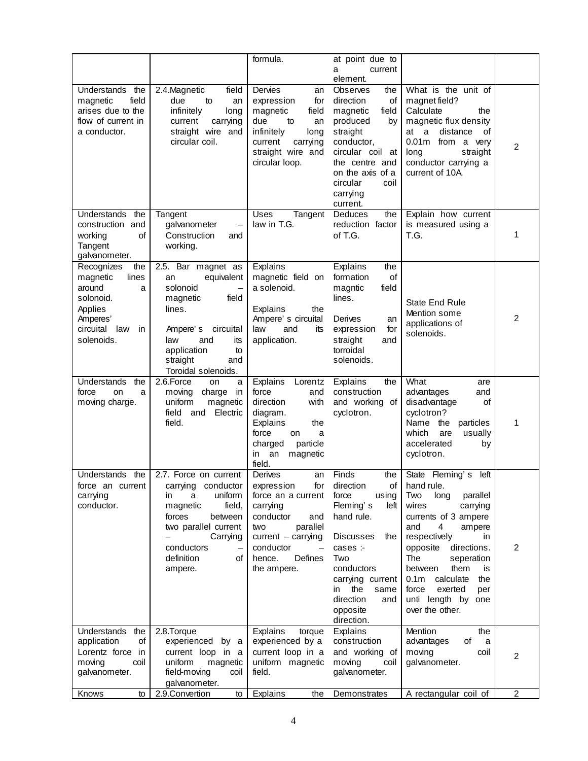| | | | | | |
|---|---|---|---|---|---|
| | | formula. | at point due to a current element. | | |
| Understands the magnetic field arises due to the flow of current in a conductor. | 2.4.Magnetic field due to an infinitely long current carrying straight wire and circular coil. | Dervies an expression for magnetic field due to an infinitely long current carrying straight wire and circular loop. | Observes the direction of magnetic field produced by straight conductor, circular coil at the centre and on the axis of a circular coil carrying current. | What is the unit of magnet field? Calculate the magnetic flux density at a distance of 0.01m from a very long straight conductor carrying a current of 10A. | 2 |
| Understands the construction and working of Tangent galvanometer. | Tangent galvanometer – Construction and working. | Uses Tangent law in T.G. | Deduces the reduction factor of T.G. | Explain how current is measured using a T.G. | 1 |
| Recognizes the magnetic lines around a solonoid. Applies Amperes' circuital law in solenoids. | 2.5. Bar magnet as an equivalent solonoid – magnetic field lines.<br><br>Ampere's circuital law and its application to straight and Toroidal solenoids. | Explains magnetic field on a solenoid.<br><br>Explains the Ampere's circuital law and its application. | Explains the formation of magntic field lines.<br><br>Derives an expression for straight and torroidal solenoids. | State End Rule<br>Mention some applications of solenoids. | 2 |
| Understands the force on a moving charge. | 2.6.Force on a moving charge in uniform magnetic field and Electric field. | Explains Lorentz force and direction with diagram.<br>Explains the force on a charged particle in an magnetic field. | Explains the construction and working of cyclotron. | What are advantages and disadvantage of cyclotron?<br>Name the particles which are usually accelerated by cyclotron. | 1 |
| Understands the force an current carrying conductor. | 2.7. Force on current carrying conductor in a uniform magnetic field, forces between two parallel current – Carrying conductors – definition of ampere. | Derives an expression for force an a current carrying conductor and two parallel current – carrying conductor – hence. Defines the ampere. | Finds the direction of force using Fleming's left hand rule.<br><br>Discusses the cases :-<br>Two conductors carrying current in the same direction and opposite direction. | State Fleming's left hand rule.<br>Two long parallel wires carrying currents of 3 ampere and 4 ampere respectively in opposite directions. The seperation between them is 0.1m calculate the force exerted per unti length by one over the other. | 2 |
| Understands the application of Lorentz force in moving coil galvanometer. | 2.8.Torque experienced by a current loop in a uniform magnetic field-moving coil galvanometer. | Explains torque experienced by a current loop in a uniform magnetic field. | Explains construction and working of moving coil galvanometer. | Mention the advantages of a moving coil galvanometer. | 2 |
| Knows to | 2.9.Convertion to | Explains the | Demonstrates | A rectangular coil of | 2 |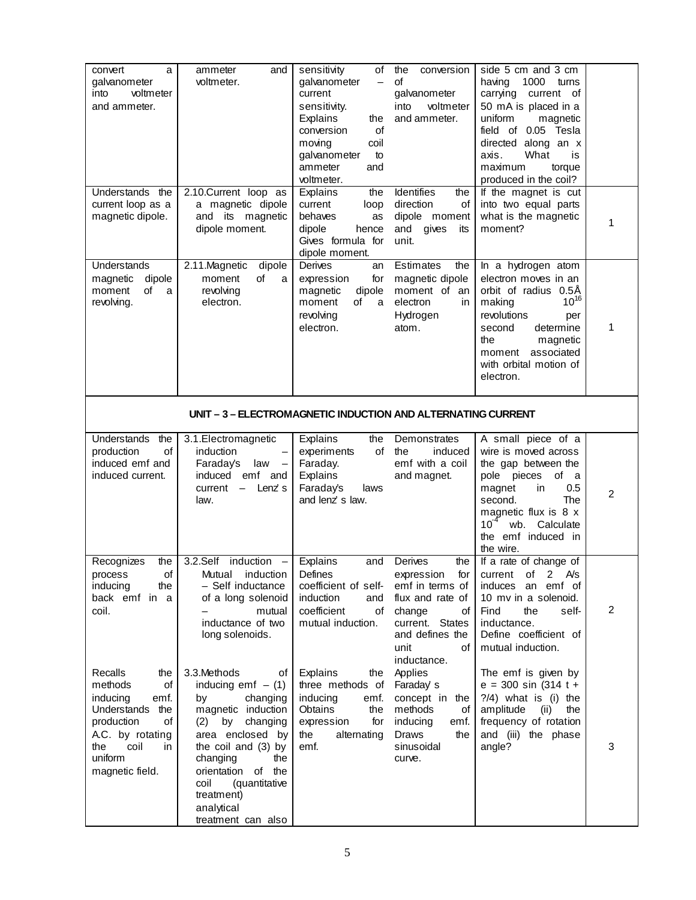| | | | | | |
|---|---|---|---|---|---|
| convert a galvanometer into voltmeter and ammeter. | ammeter and voltmeter. | sensitivity of galvanometer – current sensitivity. Explains the conversion of moving coil galvanometer to ammeter and voltmeter. | the conversion of galvanometer into voltmeter and ammeter. | side 5 cm and 3 cm having 1000 turns carrying current of 50 mA is placed in a uniform magnetic field of 0.05 Tesla directed along an x axis. What is maximum torque produced in the coil? | |
| Understands the current loop as a magnetic dipole. | 2.10.Current loop as a magnetic dipole and its magnetic dipole moment. | Explains the current loop behaves as dipole hence Gives formula for dipole moment. | Identifies the direction of dipole moment and gives its unit. | If the magnet is cut into two equal parts what is the magnetic moment? | 1 |
| Understands magnetic dipole moment of a revolving. | 2.11.Magnetic dipole moment of a revolving electron. | Derives an expression for magnetic dipole moment of a revolving electron. | Estimates the magnetic dipole moment of an electron in Hydrogen atom. | In a hydrogen atom electron moves in an orbit of radius 0.5Å making $10^{16}$ revolutions per second determine the magnetic moment associated with orbital motion of electron. | 1 |
| **UNIT – 3 – ELECTROMAGNETIC INDUCTION AND ALTERNATING CURRENT** | | | | | |
| Understands the production of induced emf and induced current. | 3.1.Electromagnetic induction – Faraday's law – induced emf and current – Lenz's law. | Explains the experiments of Faraday. Explains Faraday's laws and lenz's law. | Demonstrates the induced emf with a coil and magnet. | A small piece of a wire is moved across the gap between the pole pieces of a magnet in 0.5 second. The magnetic flux is 8 x $10^{-4}$ wb. Calculate the emf induced in the wire. | 2 |
| Recognizes the process of inducing the back emf in a coil. | 3.2.Self induction – Mutual induction – Self inductance of a long solenoid – mutual inductance of two long solenoids. | Explains and Defines coefficient of self-induction and coefficient of mutual induction. | Derives the expression for emf in terms of flux and rate of change of current. States and defines the unit of inductance. | If a rate of change of current of 2 A/s induces an emf of 10 mv in a solenoid. Find the self-inductance. Define coefficient of mutual induction. | 2 |
| Recalls the methods of inducing emf. Understands the production of A.C. by rotating the coil in uniform magnetic field. | 3.3.Methods of inducing emf – (1) by changing magnetic induction (2) by changing area enclosed by the coil and (3) by changing the orientation of the coil (quantitative treatment) analytical treatment can also | Explains the three methods of inducing emf. Obtains the expression for the alternating emf. | Applies Faraday's concept in the methods of inducing emf. Draws the sinusoidal curve. | The emf is given by e = 300 sin (314 t + ?/4) what is (i) the amplitude (ii) the frequency of rotation and (iii) the phase angle? | 3 |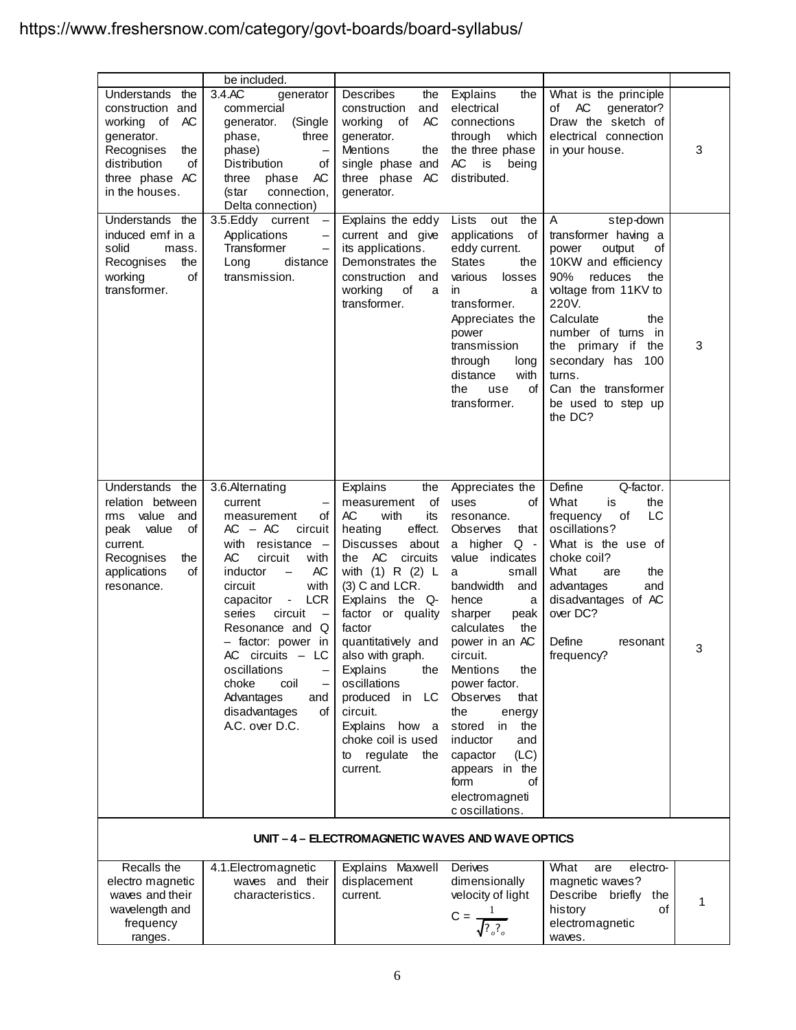| | | | | | |
|---|---|---|---|---|---|
| | be included. | | | | |
| Understands the construction and working of AC generator. Recognises the distribution of three phase AC in the houses. | 3.4.AC generator commercial generator. (Single phase, three phase) – Distribution of three phase AC (star connection, Delta connection) | Describes the construction and working of AC generator. Mentions the single phase and three phase AC generator. | Explains the electrical connections through which the three phase AC is being distributed. | What is the principle of AC generator? Draw the sketch of electrical connection in your house. | 3 |
| Understands the induced emf in a solid mass. Recognises the working of transformer. | 3.5.Eddy current – Applications – Transformer – Long distance transmission. | Explains the eddy current and give its applications. Demonstrates the construction and working of a transformer. | Lists out the applications of eddy current. States the various losses in a transformer. Appreciates the power transmission through long distance with the use of transformer. | A step-down transformer having a power output of 10KW and efficiency 90% reduces the voltage from 11KV to 220V. Calculate the number of turns in the primary if the secondary has 100 turns. Can the transformer be used to step up the DC? | 3 |
| Understands the relation between rms value and peak value of current. Recognises the applications of resonance. | 3.6.Alternating current – measurement of AC – AC circuit with resistance – AC circuit with inductor – AC circuit with capacitor - LCR series circuit – Resonance and Q – factor: power in AC circuits – LC oscillations – choke coil – Advantages and disadvantages of A.C. over D.C. | Explains the measurement of AC with its heating effect. Discusses about the AC circuits with (1) R (2) L (3) C and LCR. Explains the Q-factor or quality factor quantitatively and also with graph. Explains the oscillations produced in LC circuit. Explains how a choke coil is used to regulate the current. | Appreciates the uses of resonance. Observes that a higher Q - value indicates a small bandwidth and hence a sharper peak calculates the power in an AC circuit. Mentions the power factor. Observes that the energy stored in the inductor and capacitor (LC) appears in the form of electromagnetic oscillations. | Define Q-factor. What is the frequency of LC oscillations? What is the use of choke coil? What are the advantages and disadvantages of AC over DC? Define resonant frequency? | 3 |
| **UNIT – 4 – ELECTROMAGNETIC WAVES AND WAVE OPTICS** | | | | | |
| Recalls the electro magnetic waves and their wavelength and frequency ranges. | 4.1.Electromagnetic waves and their characteristics. | Explains Maxwell displacement current. | Derives dimensionally velocity of light $C = \frac{1}{\sqrt{\mu_o \varepsilon_o}}$ | What are electro-magnetic waves? Describe briefly the history of electromagnetic waves. | 1 |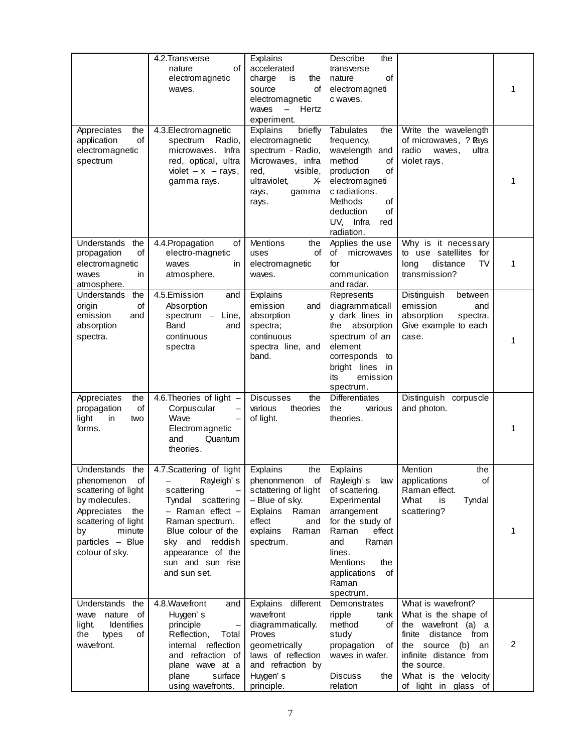| | | | | | |
|---|---|---|---|---|---|
| | 4.2.Transverse nature of electromagnetic waves. | Explains accelerated charge is the source of electromagnetic waves – Hertz experiment. | Describe the transverse nature of electromagnetic waves. | | 1 |
| Appreciates the application of electromagnetic spectrum | 4.3.Electromagnetic spectrum Radio, microwaves. Infra red, optical, ultra violet – x – rays, gamma rays. | Explains briefly electromagnetic spectrum - Radio, Microwaves, infra red, visible, ultraviolet, X-rays, gamma rays. | Tabulates the frequency, wavelength and method of production of electromagnetic radiations. Methods of deduction of UV, Infra red radiation. | Write the wavelength of microwaves, ? rays radio waves, ultra violet rays. | 1 |
| Understands the propagation of electromagnetic waves in atmosphere. | 4.4.Propagation of electro-magnetic waves in atmosphere. | Mentions the uses of electromagnetic waves. | Applies the use of microwaves for communication and radar. | Why is it necessary to use satellites for long distance TV transmission? | 1 |
| Understands the origin of emission and absorption spectra. | 4.5.Emission and Absorption spectrum – Line, Band and continuous spectra | Explains emission and absorption spectra; continuous spectra line, and band. | Represents diagrammatically dark lines in the absorption spectrum of an element corresponds to bright lines in its emission spectrum. | Distinguish between emission and absorption spectra. Give example to each case. | 1 |
| Appreciates the propagation of light in two forms. | 4.6.Theories of light – Corpuscular – Wave – Electromagnetic and Quantum theories. | Discusses the various theories of light. | Differentiates the various theories. | Distinguish corpuscle and photon. | 1 |
| Understands the phenomenon of scattering of light by molecules. Appreciates the scattering of light by minute particles – Blue colour of sky. | 4.7.Scattering of light – Rayleigh's scattering – Tyndal scattering – Raman effect – Raman spectrum. Blue colour of the sky and reddish appearance of the sun and sun rise and sun set. | Explains the phenonmenon of sctattering of light – Blue of sky. Explains Raman effect and explains Raman spectrum. | Explains Rayleigh's law of scattering. Experimental arrangement for the study of Raman effect and Raman lines. Mentions the applications of Raman spectrum. | Mention the applications of Raman effect. What is Tyndal scattering? | 1 |
| Understands the wave nature of light. Identifies the types of wavefront. | 4.8.Wavefront and Huygen's principle – Reflection, Total internal reflection and refraction of plane wave at a plane surface using wavefronts. | Explains different wavefront diagrammatically. Proves geometrically laws of reflection and refraction by Huygen's principle. | Demonstrates ripple tank method of study propagation of waves in wafer. Discuss the relation | What is wavefront? What is the shape of the wavefront (a) a finite distance from the source (b) an infinite distance from the source. What is the velocity of light in glass of | 2 |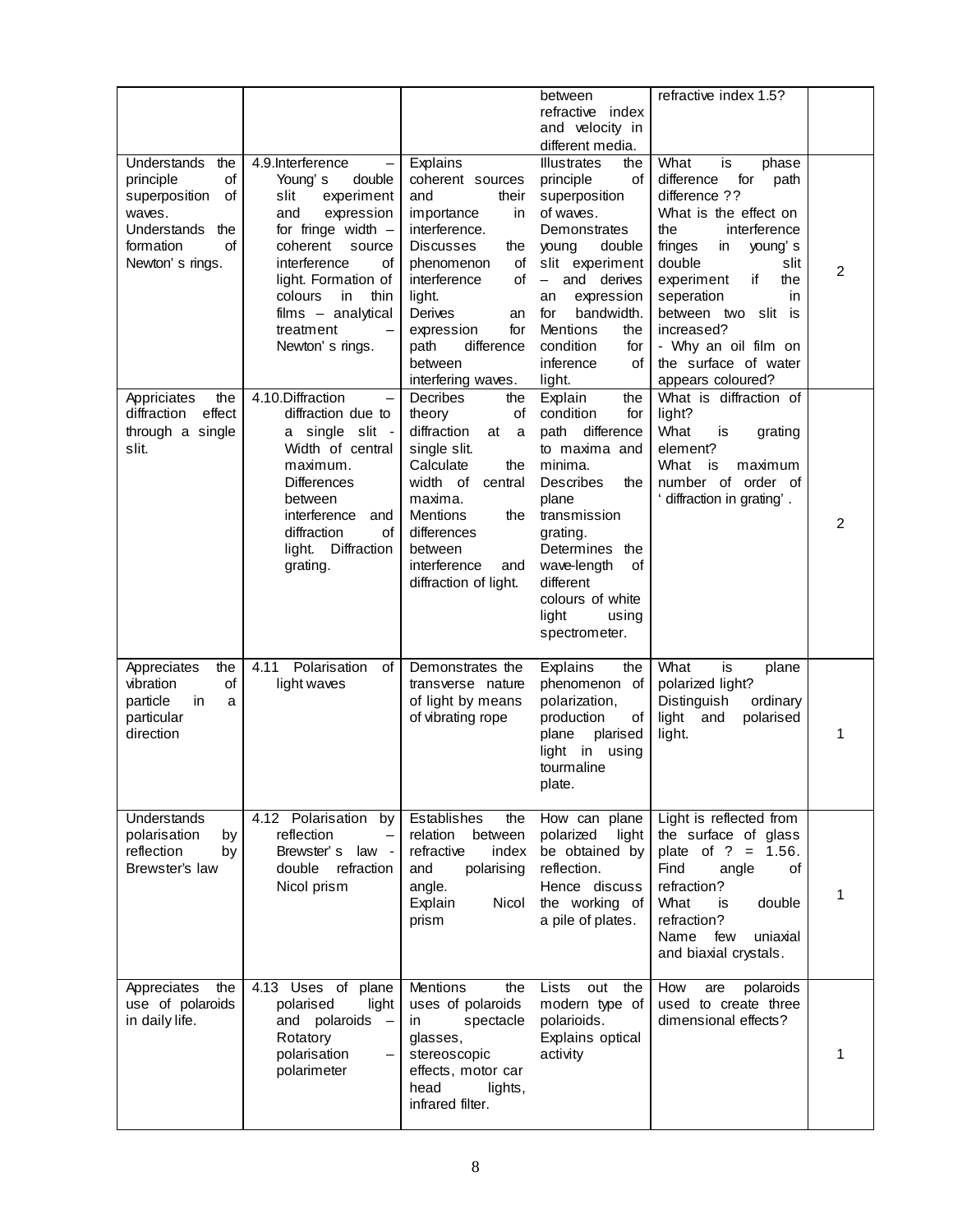| | | | between refractive index and velocity in different media. | refractive index 1.5? | |
|---|---|---|---|---|---|
| Understands the principle of superposition of waves. Understands the formation of Newton' s rings. | 4.9.Interference – Young' s double slit experiment and expression for fringe width – coherent source interference of light. Formation of colours in thin films – analytical treatment – Newton' s rings. | Explains coherent sources and their importance in interference. Discusses the phenomenon of interference of light. Derives an expression for path difference between interfering waves. | Illustrates the principle of superposition of waves. Demonstrates young double slit experiment – and derives an expression for bandwidth. Mentions the condition for inference of light. | What is phase difference for path difference ?? What is the effect on the interference fringes in young' s double slit experiment if the seperation in between two slit is increased? - Why an oil film on the surface of water appears coloured? | 2 |
| Appriciates the diffraction effect through a single slit. | 4.10.Diffraction – diffraction due to a single slit - Width of central maximum. Differences between interference and diffraction of light. Diffraction grating. | Decribes the theory of diffraction at a single slit. Calculate the width of central maxima. Mentions the differences between interference and diffraction of light. | Explain the condition for path difference to maxima and minima. Describes the plane transmission grating. Determines the wave-length of different colours of white light using spectrometer. | What is diffraction of light? What is grating element? What is maximum number of order of ' diffraction in grating' . | 2 |
| Appreciates the vibration of particle in a particular direction | 4.11 Polarisation of light waves | Demonstrates the transverse nature of light by means of vibrating rope | Explains the phenomenon of polarization, production of plane plarised light in using tourmaline plate. | What is plane polarized light? Distinguish ordinary light and polarised light. | 1 |
| Understands polarisation by reflection by Brewster's law | 4.12 Polarisation by reflection – Brewster' s law - double refraction Nicol prism | Establishes the relation between refractive index and polarising angle. Explain Nicol prism | How can plane polarized light be obtained by reflection. Hence discuss the working of a pile of plates. | Light is reflected from the surface of glass plate of ? = 1.56. Find angle of refraction? What is double refraction? Name few uniaxial and biaxial crystals. | 1 |
| Appreciates the use of polaroids in daily life. | 4.13 Uses of plane polarised light and polaroids – Rotatory polarisation – polarimeter | Mentions the uses of polaroids in spectacle glasses, stereoscopic effects, motor car head lights, infrared filter. | Lists out the modern type of polarioids. Explains optical activity | How are polaroids used to create three dimensional effects? | 1 |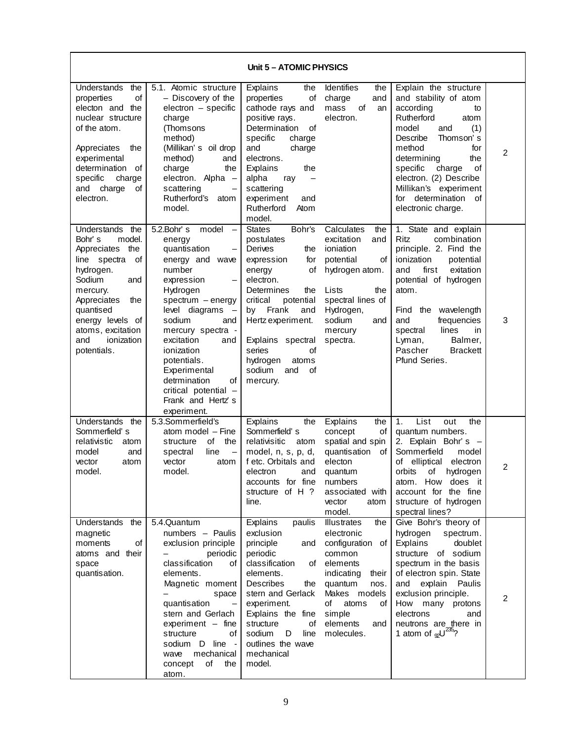| Unit 5 – ATOMIC PHYSICS | | | | | |
|---|---|---|---|---|---|
| Understands the properties of electon and the nuclear structure of the atom. Appreciates the experimental determination of specific charge and charge of electron. | 5.1. Atomic structure – Discovery of the electron – specific charge (Thomsons method) (Millikan' s oil drop method) and charge the electron. Alpha – scattering – Rutherford's atom model. | Explains the properties of cathode rays and positive rays. Determination of specific charge and charge electrons. Explains the alpha ray – scattering experiment and Rutherford Atom model. | Identifies the charge and mass of an electron. | Explain the structure and stability of atom according to Rutherford atom model and (1) Describe Thomson' s method for determining the specific charge of electron. (2) Describe Millikan's experiment for determination of electronic charge. | 2 |
| Understands the Bohr' s model. Appreciates the line spectra of hydrogen. Sodium and mercury. Appreciates the quantised energy levels of atoms, excitation and ionization potentials. | 5.2.Bohr' s model – energy quantisation – energy and wave number expression – Hydrogen spectrum – energy level diagrams – sodium and mercury spectra - excitation and ionization potentials. Experimental detrmination of critical potential – Frank and Hertz' s experiment. | States Bohr's postulates Derives the expression for energy of electron. Determines the critical potential by Frank and Hertz experiment. Explains spectral series of hydrogen atoms sodium and of mercury. | Calculates the excitation and ioniation potential of hydrogen atom. Lists the spectral lines of Hydrogen, sodium and mercury spectra. | 1. State and explain Ritz combination principle. 2. Find the ionization potential and first exitation potential of hydrogen atom. Find the wavelength and frequencies spectral lines in Lyman, Balmer, Pascher Brackett Pfund Series. | 3 |
| Understands the Sommerfield' s relativistic atom model and vector atom model. | 5.3.Sommerfield's atom model – Fine structure of the spectral line – vector atom model. | Explains the Sommerfield' s relativisitic atom model, n, s, p, d, f etc. Orbitals and electron and accounts for fine structure of H ? line. | Explains the concept of spatial and spin quantisation of electon quantum numbers associated with vector atom model. | 1. List out the quantum numbers. 2. Explain Bohr' s – Sommerfield model of elliptical electron orbits of hydrogen atom. How does it account for the fine structure of hydrogen spectral lines? | 2 |
| Understands the magnetic moments of atoms and their space quantisation. | 5.4.Quantum numbers – Paulis exclusion principle – periodic classification of elements. Magnetic moment – space quantisation – stern and Gerlach experiment – fine structure of sodium D line - wave mechanical concept of the atom. | Explains paulis exclusion principle and periodic classification of elements. Describes the stern and Gerlack experiment. Explains the fine structure of sodium D line outlines the wave mechanical model. | Illustrates the electronic configuration of common elements indicating their quantum nos. Makes models of atoms of simple elements and molecules. | Give Bohr's theory of hydrogen spectrum. Explains doublet structure of sodium spectrum in the basis of electron spin. State and explain Paulis exclusion principle. How many protons electrons and neutrons are there in 1 atom of ${}_{92}U^{235}$? | 2 |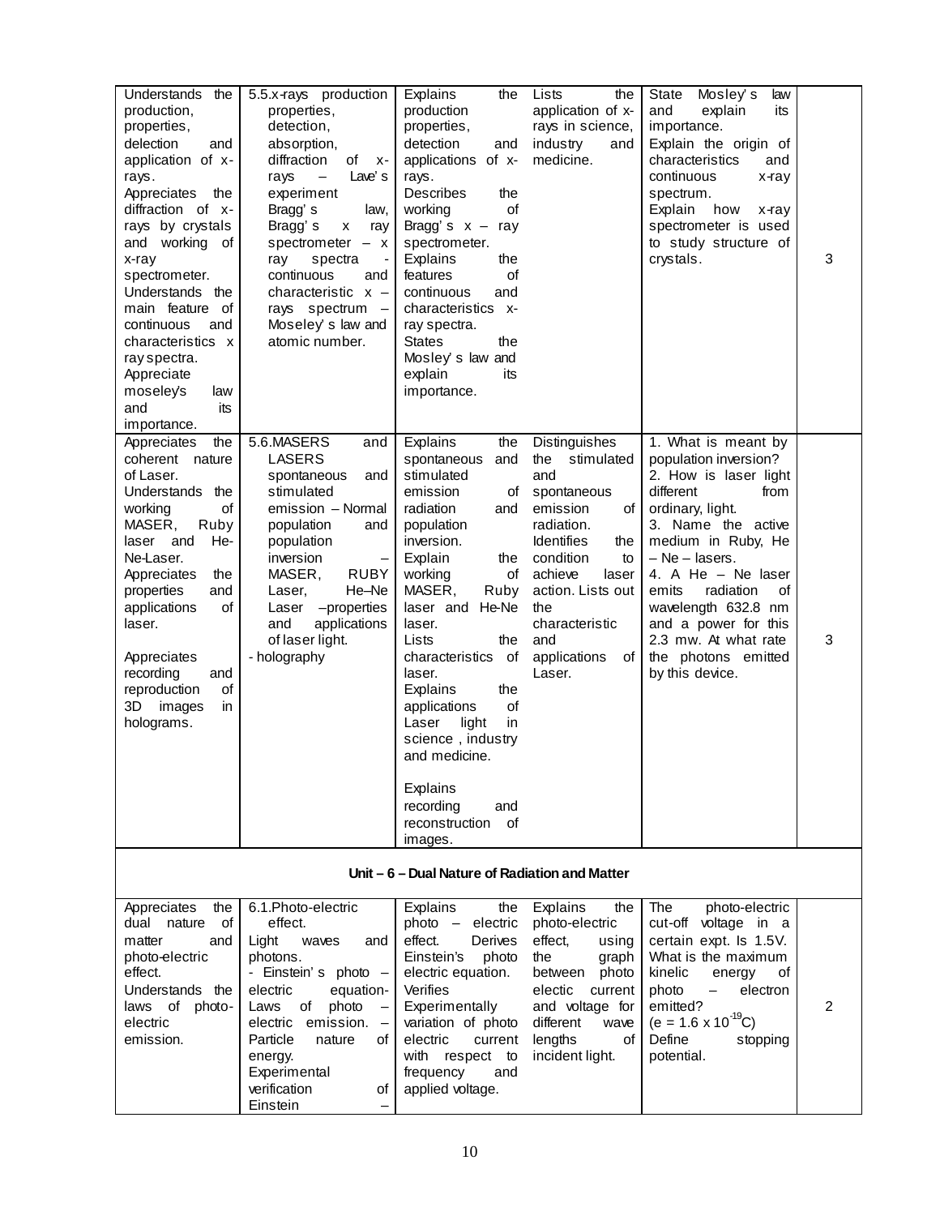| | | | | | |
|---|---|---|---|---|---|
| Understands the production, properties, delection and application of x-rays. Appreciates the diffraction of x-rays by crystals and working of x-ray spectrometer. Understands the main feature of continuous and characteristics x ray spectra. Appreciate moseley's law and its importance. | 5.5.x-rays production properties, detection, absorption, diffraction of x-rays – Lave's experiment Bragg's law, Bragg's x ray spectrometer – x ray spectra - continuous and characteristic x – rays spectrum – Moseley's law and atomic number. | Explains the production properties, detection and applications of x-rays. Describes the working of Bragg's x – ray spectrometer. Explains the features of continuous and characteristics x-ray spectra. States the Mosley's law and explain its importance. | Lists the application of x-rays in science, industry and medicine. | State Mosley's law and explain its importance. Explain the origin of characteristics and continuous x-ray spectrum. Explain how x-ray spectrometer is used to study structure of crystals. | 3 |
| Appreciates the coherent nature of Laser. Understands the working of MASER, Ruby laser and He-Ne-Laser. Appreciates the properties and applications of laser. <br><br> Appreciates recording and reproduction of 3D images in holograms. | 5.6.MASERS and LASERS spontaneous and stimulated emission – Normal population and population inversion – MASER, RUBY Laser, He–Ne Laser –properties and applications of laser light. - holography | Explains the spontaneous and stimulated emission of radiation and population inversion. Explain the working of MASER, Ruby laser and He-Ne laser. Lists the characteristics of laser. Explains the applications of Laser light in science , industry and medicine. <br><br> Explains recording and reconstruction of images. | Distinguishes the stimulated and spontaneous emission of radiation. Identifies the condition to achieve laser action. Lists out the characteristic and applications of Laser. | 1. What is meant by population inversion? 2. How is laser light different from ordinary, light. 3. Name the active medium in Ruby, He – Ne – lasers. 4. A He – Ne laser emits radiation of wavelength 632.8 nm and a power for this 2.3 mw. At what rate the photons emitted by this device. | 3 |
| **Unit – 6 – Dual Nature of Radiation and Matter** | | | | | |
| Appreciates the dual nature of matter and photo-electric effect. Understands the laws of photo-electric emission. | 6.1.Photo-electric effect. Light waves and photons. - Einstein's photo – electric equation- Laws of photo – electric emission. – Particle nature of energy. Experimental verification of Einstein – | Explains the photo – electric effect. Derives Einstein's photo electric equation. Verifies Experimentally variation of photo electric current with respect to frequency and applied voltage. | Explains the photo-electric effect, using the graph between photo electic current and voltage for different wave lengths of incident light. | The photo-electric cut-off voltage in a certain expt. Is 1.5V. What is the maximum kinelic energy of photo – electron emitted? ($e = 1.6 \times 10^{-19}C$) Define stopping potential. | 2 |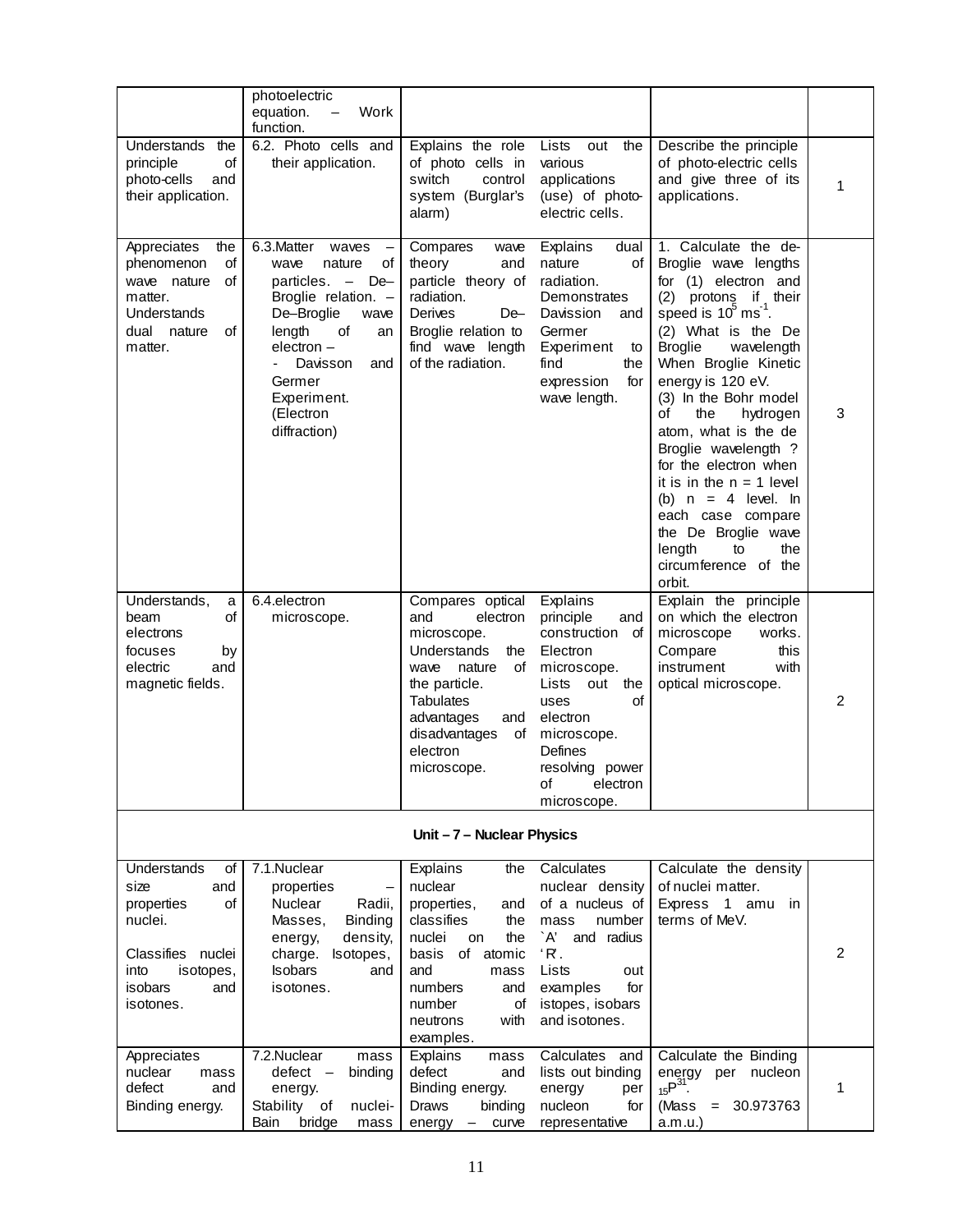| | | | | | |
|---|---|---|---|---|---|
| | photoelectric equation. – Work function. | | | | |
| Understands the principle of photo-cells and their application. | 6.2. Photo cells and their application. | Explains the role of photo cells in switch control system (Burglar's alarm) | Lists out the various applications (use) of photo-electric cells. | Describe the principle of photo-electric cells and give three of its applications. | 1 |
| Appreciates the phenomenon of wave nature of matter. Understands dual nature of matter. | 6.3.Matter waves – wave nature of particles. – De–Broglie relation. – De–Broglie wave length of an electron – - Davisson and Germer Experiment. (Electron diffraction) | Compares wave theory and particle theory of radiation. Derives De–Broglie relation to find wave length of the radiation. | Explains dual nature of radiation. Demonstrates Davission and Germer Experiment to find the expression for wave length. | 1. Calculate the de-Broglie wave lengths for (1) electron and (2) protons if their speed is $10^5$ $ms^{-1}$. (2) What is the De Broglie wavelength When Broglie Kinetic energy is 120 eV. (3) In the Bohr model of the hydrogen atom, what is the de Broglie wavelength ? for the electron when it is in the n = 1 level (b) n = 4 level. In each case compare the De Broglie wave length to the circumference of the orbit. | 3 |
| Understands, a beam of electrons focuses by electric and magnetic fields. | 6.4.electron microscope. | Compares optical and electron microscope. Understands the wave nature of the particle. Tabulates advantages and disadvantages of electron microscope. | Explains principle and construction of Electron microscope. Lists out the uses of electron microscope. Defines resolving power of electron microscope. | Explain the principle on which the electron microscope works. Compare this instrument with optical microscope. | 2 |
| **Unit – 7 – Nuclear Physics** | | | | | |
| Understands of size and properties of nuclei. Classifies nuclei into isotopes, isobars and isotones. | 7.1.Nuclear properties – Nuclear Radii, Masses, Binding energy, density, charge. Isotopes, Isobars and isotones. | Explains the nuclear properties, and classifies the nuclei on the basis of atomic and mass numbers and number of neutrons with examples. | Calculates nuclear density of a nucleus of mass number `A' and radius 'R'. Lists out examples for istopes, isobars and isotones. | Calculate the density of nuclei matter. Express 1 amu in terms of MeV. | 2 |
| Appreciates nuclear mass defect and Binding energy. | 7.2.Nuclear mass defect – binding energy. Stability of nuclei- Bain bridge mass | Explains mass defect and Binding energy. Draws binding energy – curve | Calculates and lists out binding energy per nucleon for representative | Calculate the Binding energy per nucleon $_{15}P^{31}$. (Mass = 30.973763 a.m.u.) | 1 |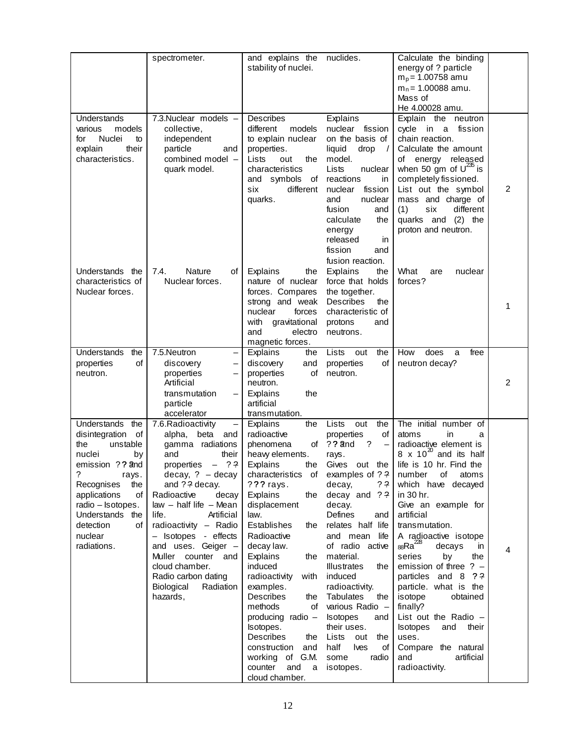| | | | | | |
|---|---|---|---|---|---|
| | spectrometer. | and explains the stability of nuclei. | nuclides. | Calculate the binding energy of ? particle $m_p$ = 1.00758 amu $m_n$ = 1.00088 amu. Mass of He 4.00028 amu. | |
| Understands various models for Nuclei to explain their characteristics. | 7.3.Nuclear models – collective, independent particle and combined model – quark model. | Describes different models to explain nuclear properties. Lists out the characteristics and symbols of six different quarks. | Explains nuclear fission on the basis of liquid drop / model. Lists nuclear reactions in nuclear fission and nuclear fusion and calculate the energy released in fission and fusion reaction. | Explain the neutron cycle in a fission chain reaction. Calculate the amount of energy released when 50 gm of $U^{235}$ is completely fissioned. List out the symbol mass and charge of (1) six different quarks and (2) the proton and neutron. | 2 |
| Understands the characteristics of Nuclear forces. | 7.4. Nature of Nuclear forces. | Explains the nature of nuclear forces. Compares strong and weak nuclear forces with gravitational and electro magnetic forces. | Explains the force that holds the together. Describes the characteristic of protons and neutrons. | What are nuclear forces? | 1 |
| Understands the properties of neutron. | 7.5.Neutron – discovery – properties – Artificial transmutation – particle accelerator | Explains the discovery and properties of neutron. Explains the artificial transmutation. | Lists out the properties of neutron. | How does a free neutron decay? | 2 |
| Understands the disintegration of the unstable nuclei by emission ??and ? rays. Recognises the applications of radio – Isotopes. Understands the detection of nuclear radiations. | 7.6.Radioactivity – alpha, beta and gamma radiations and their properties – ?? decay, ? – decay and ?? decay. Radioactive decay law – half life – Mean life. Artificial radioactivity – Radio – Isotopes - effects and uses. Geiger – Muller counter and cloud chamber. Radio carbon dating Biological Radiation hazards, | Explains the radioactive phenomena of heavy elements. Explains the characteristics of ??? rays. Explains the displacement law. Establishes the Radioactive decay law. Explains the induced radioactivity with examples. Describes the methods of producing radio – Isotopes. Describes the construction and working of G.M. counter and a cloud chamber. | Lists out the properties of ??and ? – rays. Gives out the examples of ?? decay, ?? decay and ?? decay. Defines and relates half life and mean life of radio active material. Illustrates the induced radioactivity. Tabulates the various Radio – Isotopes and their uses. Lists out the half lves of some radio isotopes. | The initial number of atoms in a radioactive element is $8 \times 10^{20}$ and its half life is 10 hr. Find the number of atoms which have decayed in 30 hr. Give an example for artificial transmutation. A radioactive isotope $_{88}Ra^{228}$ decays in series by the emission of three ? – particles and 8 ?? particle. what is the isotope obtained finally? List out the Radio – Isotopes and their uses. Compare the natural and artificial radioactivity. | 4 |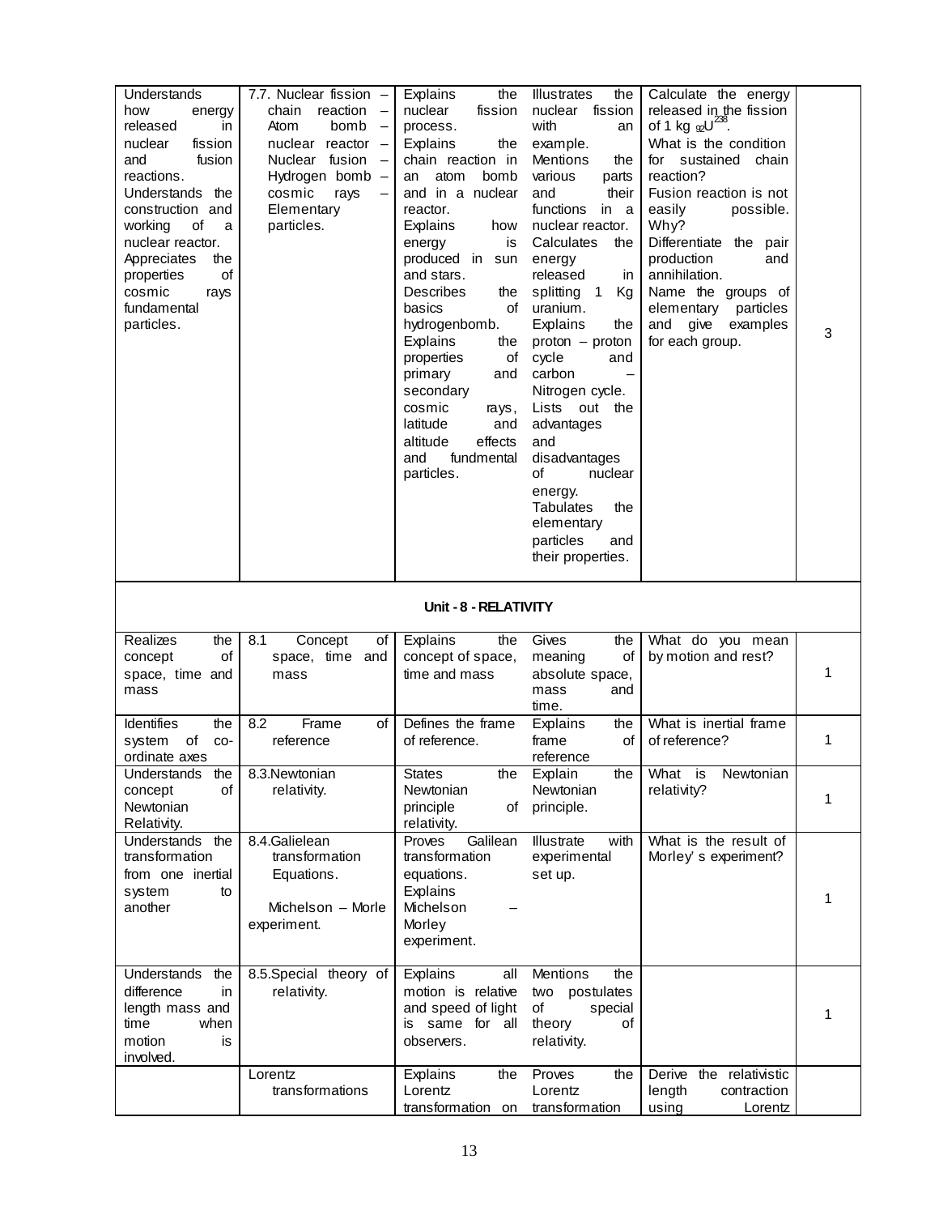| | | | | | |
|---|---|---|---|---|---|
| Understands how energy released in nuclear fission and fusion reactions. Understands the construction and working of a nuclear reactor. Appreciates the properties of cosmic rays fundamental particles. | 7.7. Nuclear fission – chain reaction – Atom bomb – nuclear reactor – Nuclear fusion – Hydrogen bomb – cosmic rays – Elementary particles. | Explains the nuclear fission process. Explains the chain reaction in an atom bomb and in a nuclear reactor. Explains how energy is produced in sun and stars. Describes the basics of hydrogenbomb. Explains the properties of primary and secondary cosmic rays, latitude and altitude effects and fundmental particles. | Illustrates the nuclear fission with an example. Mentions the various parts and their functions in a nuclear reactor. Calculates the energy released in splitting 1 Kg uranium. Explains the proton – proton cycle and carbon – Nitrogen cycle. Lists out the advantages and disadvantages of nuclear energy. Tabulates the elementary particles and their properties. | Calculate the energy released in the fission of 1 kg $_{92}U^{238}$. What is the condition for sustained chain reaction? Fusion reaction is not easily possible. Why? Differentiate the pair production and annihilation. Name the groups of elementary particles and give examples for each group. | 3 |
| **Unit - 8 - RELATIVITY** | | | | | |
| Realizes the concept of space, time and mass | 8.1 Concept of space, time and mass | Explains the concept of space, time and mass | Gives the meaning of absolute space, mass and time. | What do you mean by motion and rest? | 1 |
| Identifies the system of co-ordinate axes | 8.2 Frame of reference | Defines the frame of reference. | Explains the frame of reference | What is inertial frame of reference? | 1 |
| Understands the concept of Newtonian Relativity. | 8.3.Newtonian relativity. | States the Newtonian principle of relativity. | Explain the Newtonian principle. | What is Newtonian relativity? | 1 |
| Understands the transformation from one inertial system to another | 8.4.Galielean transformation Equations. Michelson – Morle experiment. | Proves Galilean transformation equations. Explains Michelson – Morley experiment. | Illustrate with experimental set up. | What is the result of Morley' s experiment? | 1 |
| Understands the difference in length mass and time when motion is involved. | 8.5.Special theory of relativity. | Explains all motion is relative and speed of light is same for all observers. | Mentions the two postulates of special theory of relativity. | | 1 |
| | Lorentz transformations | Explains the Lorentz transformation on | Proves the Lorentz transformation | Derive the relativistic length contraction using Lorentz | |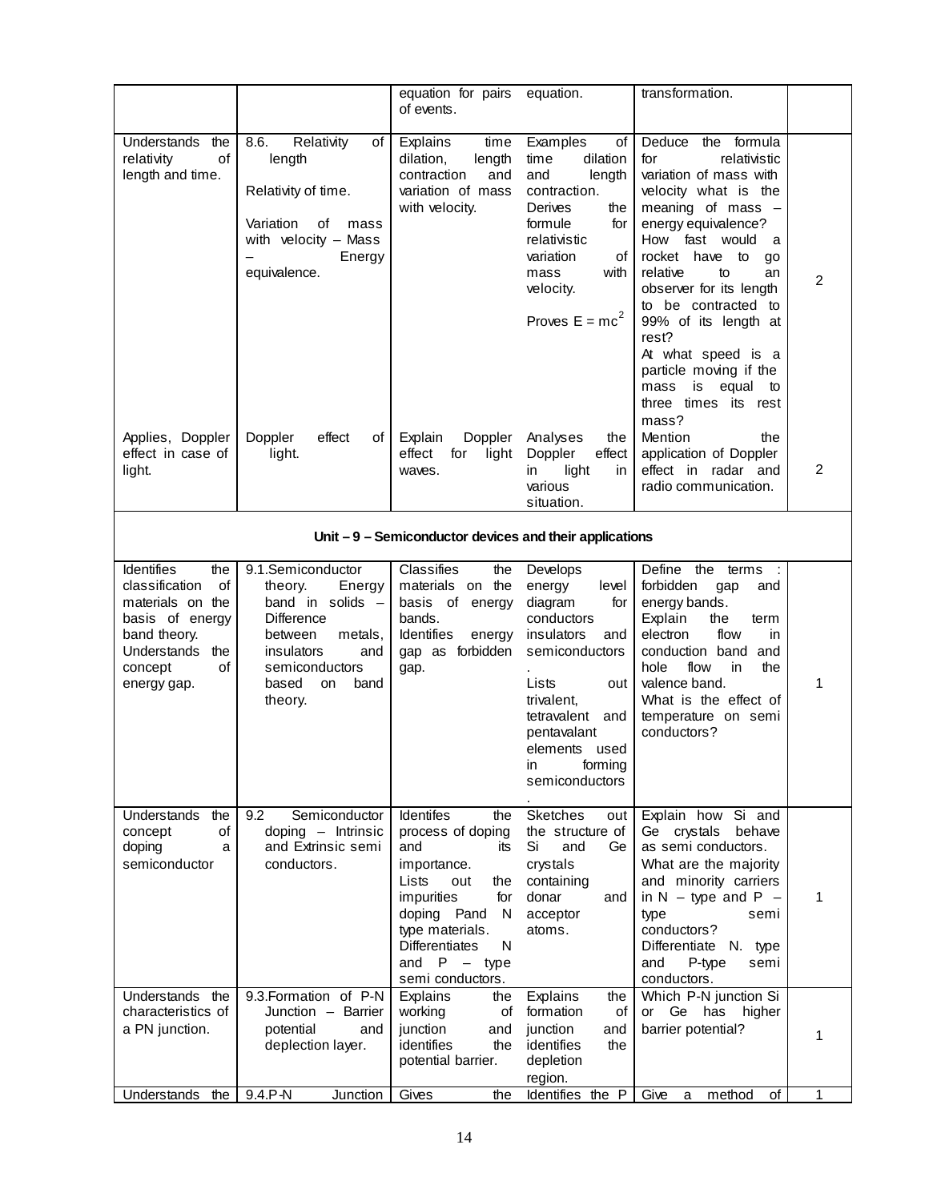| | | | | | |
|---|---|---|---|---|---|
| | | equation for pairs of events. | equation. | transformation. | |
| Understands the relativity of length and time. | 8.6. Relativity of length<br><br>Relativity of time.<br><br>Variation of mass with velocity – Mass – Energy equivalence. | Explains time dilation, length contraction and variation of mass with velocity. | Examples of time dilation and length contraction.<br>Derives the formule for relativistic variation of mass with velocity.<br><br>Proves $E = mc^2$ | Deduce the formula for relativistic variation of mass with velocity what is the meaning of mass – energy equivalence?<br>How fast would a rocket have to go relative to an observer for its length to be contracted to 99% of its length at rest?<br>At what speed is a particle moving if the mass is equal to three times its rest mass? | 2 |
| Applies, Doppler effect in case of light. | Doppler effect of light. | Explain Doppler effect for light waves. | Analyses the Doppler effect in light in various situation. | Mention the application of Doppler effect in radar and radio communication. | 2 |
| **Unit – 9 – Semiconductor devices and their applications** | | | | | |
| Identifies the classification of materials on the basis of energy band theory.<br>Understands the concept of energy gap. | 9.1.Semiconductor theory. Energy band in solids – Difference between metals, insulators and semiconductors based on band theory. | Classifies the materials on the basis of energy bands.<br>Identifies energy gap as forbidden gap. | Develops energy level diagram for conductors insulators and semiconductors.<br>Lists out trivalent, tetravalent and pentavalant elements used in forming semiconductors. | Define the terms : forbidden gap and energy bands.<br>Explain the term electron flow in conduction band and hole flow in the valence band.<br>What is the effect of temperature on semi conductors? | 1 |
| Understands the concept of doping a semiconductor | 9.2 Semiconductor doping – Intrinsic and Extrinsic semi conductors. | Identifes the process of doping and its importance.<br>Lists out the impurities for doping Pand N type materials.<br>Differentiates N and P – type semi conductors. | Sketches out the structure of Si and Ge crystals containing donar and acceptor atoms. | Explain how Si and Ge crystals behave as semi conductors.<br>What are the majority and minority carriers in N – type and P – type semi conductors?<br>Differentiate N. type and P-type semi conductors. | 1 |
| Understands the characteristics of a PN junction. | 9.3.Formation of P-N Junction – Barrier potential and deplection layer. | Explains the working of junction and identifies the potential barrier. | Explains the formation of junction and identifies the depletion region. | Which P-N junction Si or Ge has higher barrier potential? | 1 |
| Understands the | 9.4.P-N Junction | Gives the | Identifies the P | Give a method of | 1 |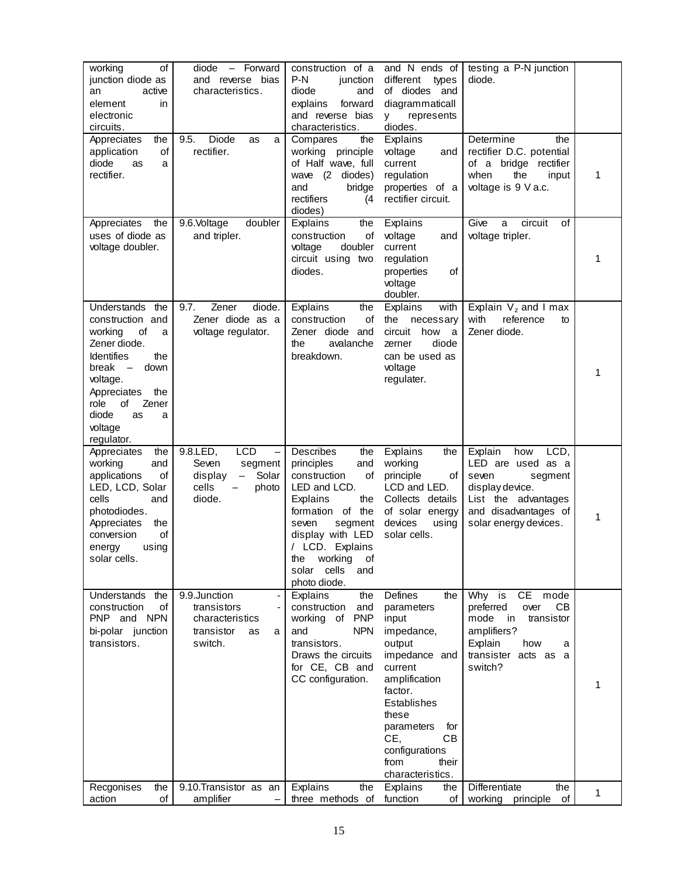| working of junction diode as an active element in electronic circuits. | diode – Forward and reverse bias characteristics. | construction of a P-N junction diode and explains forward and reverse bias characteristics. | and N ends of different types of diodes and diagrammatically represents diodes. | testing a P-N junction diode. | |
|---|---|---|---|---|---|
| Appreciates the application of diode as a rectifier. | 9.5. Diode as a rectifier. | Compares the working principle of Half wave, full wave (2 diodes) and bridge rectifiers (4 diodes) | Explains voltage and current regulation properties of a rectifier circuit. | Determine the rectifier D.C. potential of a bridge rectifier when the input voltage is 9 V a.c. | 1 |
| Appreciates the uses of diode as voltage doubler. | 9.6.Voltage doubler and tripler. | Explains the construction of voltage doubler circuit using two diodes. | Explains voltage and current regulation properties of voltage doubler. | Give a circuit of voltage tripler. | 1 |
| Understands the construction and working of a Zener diode. Identifies the break – down voltage. Appreciates the role of Zener diode as a voltage regulator. | 9.7. Zener diode. Zener diode as a voltage regulator. | Explains the construction of Zener diode and the avalanche breakdown. | Explains with the necessary circuit how a zerner diode can be used as voltage regulater. | Explain $V_z$ and I max with reference to Zener diode. | 1 |
| Appreciates the working and applications of LED, LCD, Solar cells and photodiodes. Appreciates the conversion of energy using solar cells. | 9.8.LED, LCD – Seven segment display – Solar cells – photo diode. | Describes the principles and construction of LED and LCD. Explains the formation of the seven segment display with LED / LCD. Explains the working of solar cells and photo diode. | Explains the working principle of LCD and LED. Collects details of solar energy devices using solar cells. | Explain how LCD, LED are used as a seven segment display device. List the advantages and disadvantages of solar energy devices. | 1 |
| Understands the construction of PNP and NPN bi-polar junction transistors. | 9.9.Junction - transistors - characteristics transistor as a switch. | Explains the construction and working of PNP and NPN transistors. Draws the circuits for CE, CB and CC configuration. | Defines the parameters input impedance, output impedance and current amplification factor. Establishes these parameters for CE, CB configurations from their characteristics. | Why is CE mode preferred over CB mode in transistor amplifiers? Explain how a transister acts as a switch? | 1 |
| Recgonises the action of | 9.10.Transistor as an amplifier – | Explains the three methods of | Explains the function of | Differentiate the working principle of | 1 |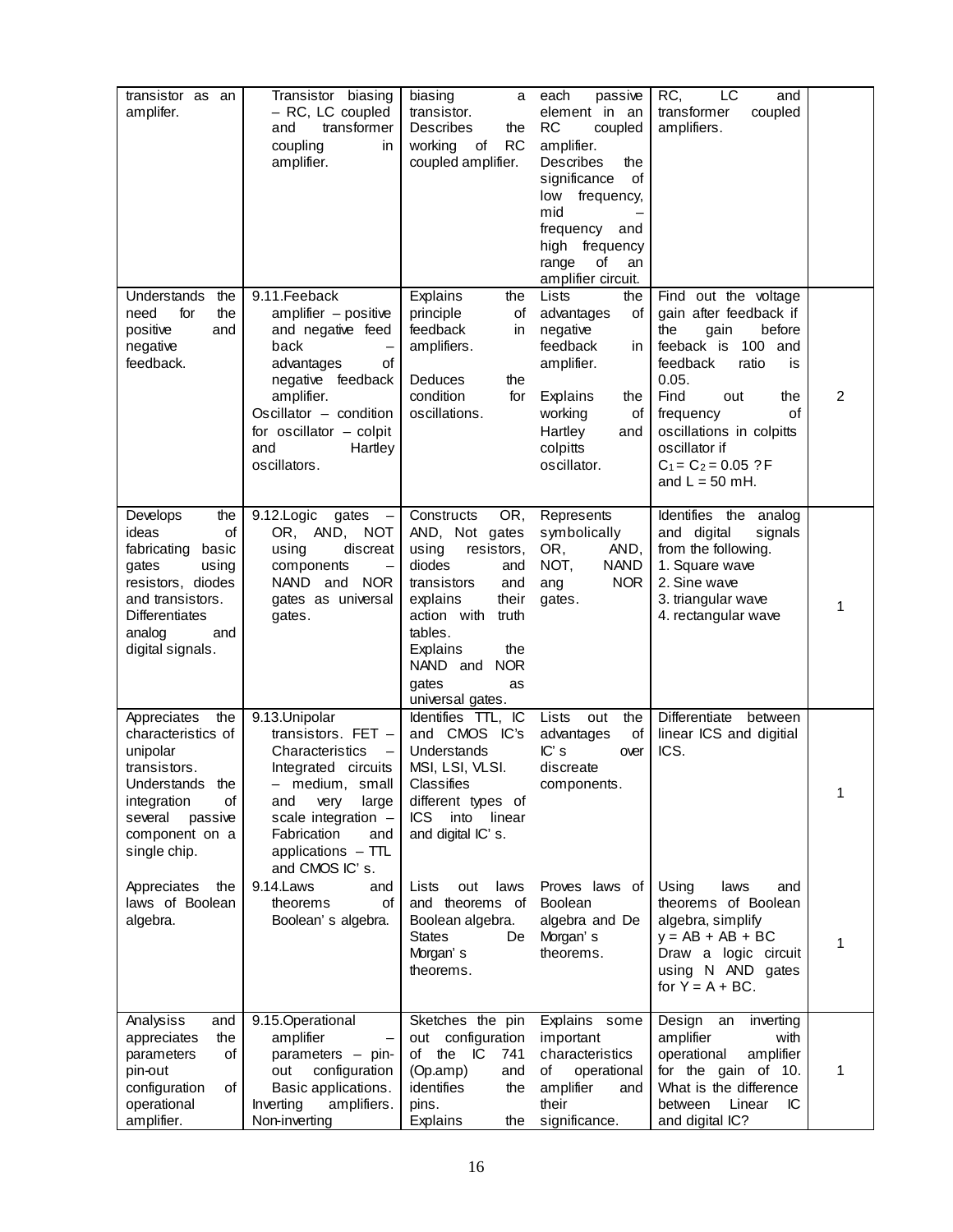| | | | | | |
|---|---|---|---|---|---|
| transistor as an amplifer. | Transistor biasing – RC, LC coupled and transformer coupling in amplifier. | biasing a transistor. Describes the working of RC coupled amplifier. | each passive element in an RC coupled amplifier. Describes the significance of low frequency, mid – frequency and high frequency range of an amplifier circuit. | RC, LC and transformer coupled amplifiers. | |
| Understands the need for the positive and negative feedback. | 9.11.Feeback amplifier – positive and negative feed back – advantages of negative feedback amplifier. Oscillator – condition for oscillator – colpit and Hartley oscillators. | Explains the principle of feedback in amplifiers. Deduces the condition for oscillations. | Lists the advantages of negative feedback in amplifier. Explains the working of Hartley and colpitts oscillator. | Find out the voltage gain after feedback if the gain before feeback is 100 and feedback ratio is 0.05. Find out the frequency of oscillations in colpitts oscillator if $C_1 = C_2 = 0.05$ ?F and L = 50 mH. | 2 |
| Develops the ideas of fabricating basic gates using resistors, diodes and transistors. Differentiates analog and digital signals. | 9.12.Logic gates – OR, AND, NOT using discreat components – NAND and NOR gates as universal gates. | Constructs OR, AND, Not gates using resistors, diodes and transistors and explains their action with truth tables. Explains the NAND and NOR gates as universal gates. | Represents symbolically OR, AND, NOT, NAND ang NOR gates. | Identifies the analog and digital signals from the following. 1. Square wave 2. Sine wave 3. triangular wave 4. rectangular wave | 1 |
| Appreciates the characteristics of unipolar transistors. Understands the integration of several passive component on a single chip. | 9.13.Unipolar transistors. FET – Characteristics – Integrated circuits – medium, small and very large scale integration – Fabrication and applications – TTL and CMOS IC' s. | Identifies TTL, IC and CMOS IC's Understands MSI, LSI, VLSI. Classifies different types of ICS into linear and digital IC' s. | Lists out the advantages of IC' s over discreate components. | Differentiate between linear ICS and digitial ICS. | 1 |
| Appreciates the laws of Boolean algebra. | 9.14.Laws and theorems of Boolean' s algebra. | Lists out laws and theorems of Boolean algebra. States De Morgan' s theorems. | Proves laws of Boolean algebra and De Morgan' s theorems. | Using laws and theorems of Boolean algebra, simplify y = AB + AB + BC Draw a logic circuit using N AND gates for Y = A + BC. | 1 |
| Analysiss and appreciates the parameters of pin-out configuration of operational amplifier. | 9.15.Operational amplifier – parameters – pin-out configuration Basic applications. Inverting amplifiers. Non-inverting | Sketches the pin out configuration of the IC 741 (Op.amp) and identifies the pins. Explains the | Explains some important characteristics of operational amplifier and their significance. | Design an inverting amplifier with operational amplifier for the gain of 10. What is the difference between Linear IC and digital IC? | 1 |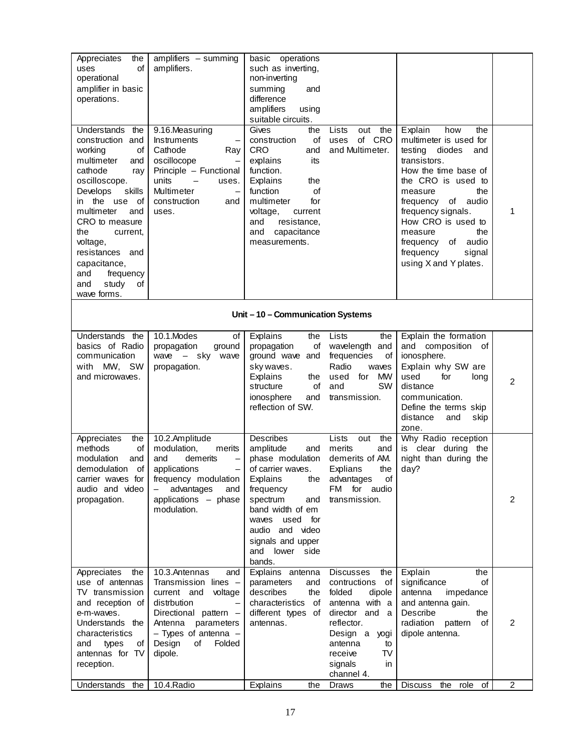| | | | | | |
|---|---|---|---|---|---|
| Appreciates the uses of operational amplifier in basic operations. | amplifiers – summing amplifiers. | basic operations such as inverting, non-inverting summing and difference amplifiers using suitable circuits. | | | |
| Understands the construction and working of multimeter and cathode ray oscilloscope. Develops skills in the use of multimeter and CRO to measure the current, voltage, resistances and capacitance, and frequency and study of wave forms. | 9.16.Measuring Instruments – Cathode Ray oscillocope – Principle – Functional units – uses. Multimeter – construction and uses. | Gives the construction of CRO and explains its function. Explains the function of multimeter for voltage, current and resistance, and capacitance measurements. | Lists out the uses of CRO and Multimeter. | Explain how the multimeter is used for testing diodes and transistors. How the time base of the CRO is used to measure the frequency of audio frequency signals. How CRO is used to measure the frequency of audio frequency signal using X and Y plates. | 1 |
| **Unit – 10 – Communication Systems** | | | | | |
| Understands the basics of Radio communication with MW, SW and microwaves. | 10.1.Modes of propagation ground wave – sky wave propagation. | Explains the propagation of ground wave and sky waves. Explains the structure of ionosphere and reflection of SW. | Lists the wavelength and frequencies of Radio waves used for MW and SW transmission. | Explain the formation and composition of ionosphere. Explain why SW are used for long distance communication. Define the terms skip distance and skip zone. | 2 |
| Appreciates the methods of modulation and demodulation of carrier waves for audio and video propagation. | 10.2.Amplitude modulation, merits and demerits – applications – frequency modulation – advantages and applications – phase modulation. | Describes amplitude and phase modulation of carrier waves. Explains the frequency spectrum and band width of em waves used for audio and video signals and upper and lower side bands. | Lists out the merits and demerits of AM. Explians the advantages of FM for audio transmission. | Why Radio reception is clear during the night than during the day? | 2 |
| Appreciates the use of antennas TV transmission and reception of e-m-waves. Understands the characteristics and types of antennas for TV reception. | 10.3.Antennas and Transmission lines – current and voltage distrbution – Directional pattern – Antenna parameters – Types of antenna – Design of Folded dipole. | Explains antenna parameters and describes the characteristics of different types of antennas. | Discusses the contructions of folded dipole antenna with a director and a reflector. Design a yogi antenna to receive TV signals in channel 4. | Explain the significance of antenna impedance and antenna gain. Describe the radiation pattern of dipole antenna. | 2 |
| Understands the | 10.4.Radio | Explains the | Draws the | Discuss the role of | 2 |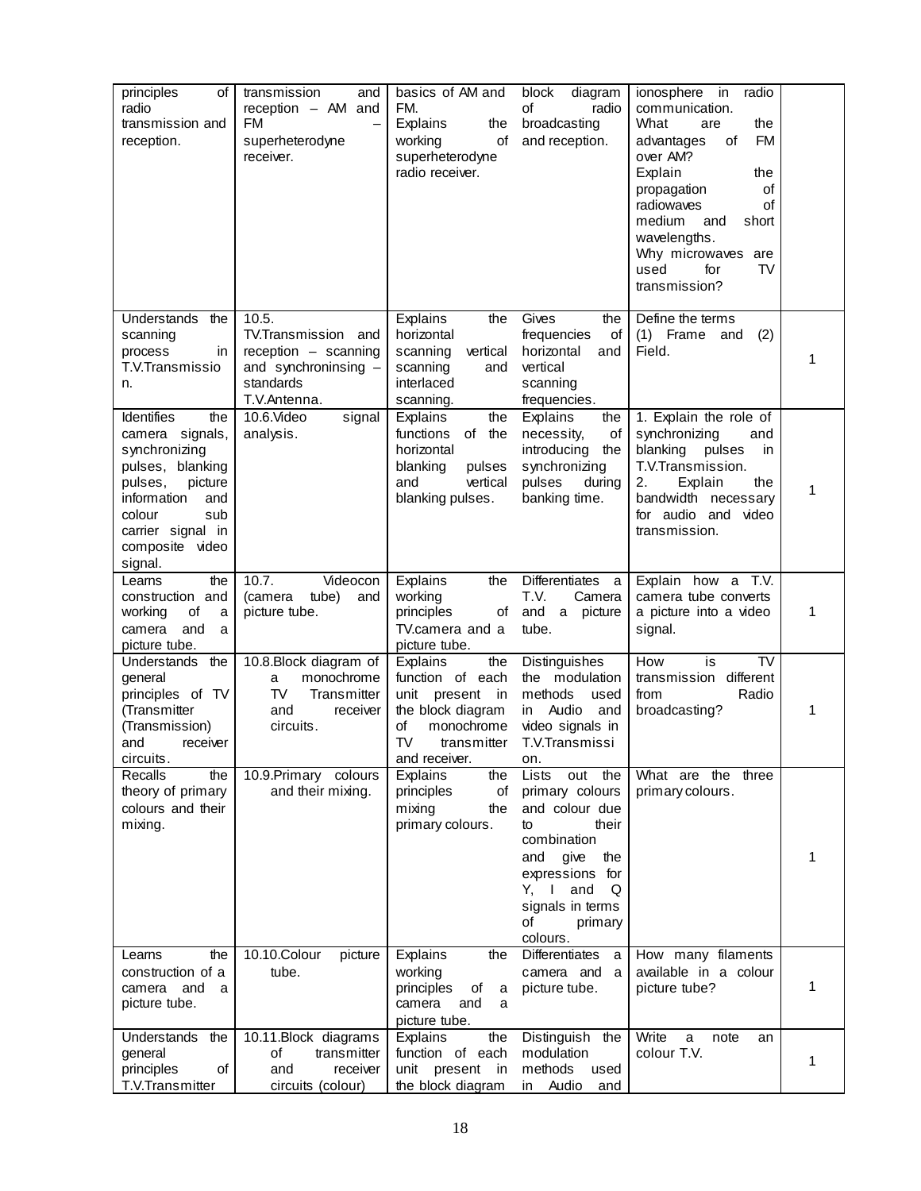| | | | | | |
|---|---|---|---|---|---|
| principles of radio transmission and reception. | transmission and reception – AM and FM – superheterodyne receiver. | basics of AM and FM. Explains the working of superheterodyne radio receiver. | block diagram of radio broadcasting and reception. | ionosphere in radio communication. What are the advantages of FM over AM? Explain the propagation of radiowaves of medium and short wavelengths. Why microwaves are used for TV transmission? | |
| Understands the scanning process in T.V.Transmission. | 10.5. TV.Transmission and reception – scanning and synchroninsing – standards T.V.Antenna. | Explains the horizontal scanning vertical scanning and interlaced scanning. | Gives the frequencies of horizontal and vertical scanning frequencies. | Define the terms (1) Frame and (2) Field. | 1 |
| Identifies the camera signals, synchronizing pulses, blanking pulses, picture information and colour sub carrier signal in composite video signal. | 10.6.Video signal analysis. | Explains the functions of the horizontal blanking pulses and vertical blanking pulses. | Explains the necessity, of introducing the synchronizing pulses during banking time. | 1. Explain the role of synchronizing and blanking pulses in T.V.Transmission. 2. Explain the bandwidth necessary for audio and video transmission. | 1 |
| Learns the construction and working of a camera and a picture tube. | 10.7. Videocon (camera tube) and picture tube. | Explains the working principles of TV.camera and a picture tube. | Differentiates a T.V. Camera and a picture tube. | Explain how a T.V. camera tube converts a picture into a video signal. | 1 |
| Understands the general principles of TV (Transmitter (Transmission) and receiver circuits. | 10.8.Block diagram of a monochrome TV Transmitter and receiver circuits. | Explains the function of each unit present in the block diagram of monochrome TV transmitter and receiver. | Distinguishes the modulation methods used in Audio and video signals in T.V.Transmission. | How is TV transmission different from Radio broadcasting? | 1 |
| Recalls the theory of primary colours and their mixing. | 10.9.Primary colours and their mixing. | Explains the principles of mixing the primary colours. | Lists out the primary colours and colour due to their combination and give the expressions for Y, I and Q signals in terms of primary colours. | What are the three primary colours. | 1 |
| Learns the construction of a camera and a picture tube. | 10.10.Colour picture tube. | Explains the working principles of a camera and a picture tube. | Differentiates a camera and a picture tube. | How many filaments available in a colour picture tube? | 1 |
| Understands the general principles of T.V.Transmitter | 10.11.Block diagrams of transmitter and receiver circuits (colour) | Explains the function of each unit present in the block diagram | Distinguish the modulation methods used in Audio and | Write a note an colour T.V. | 1 |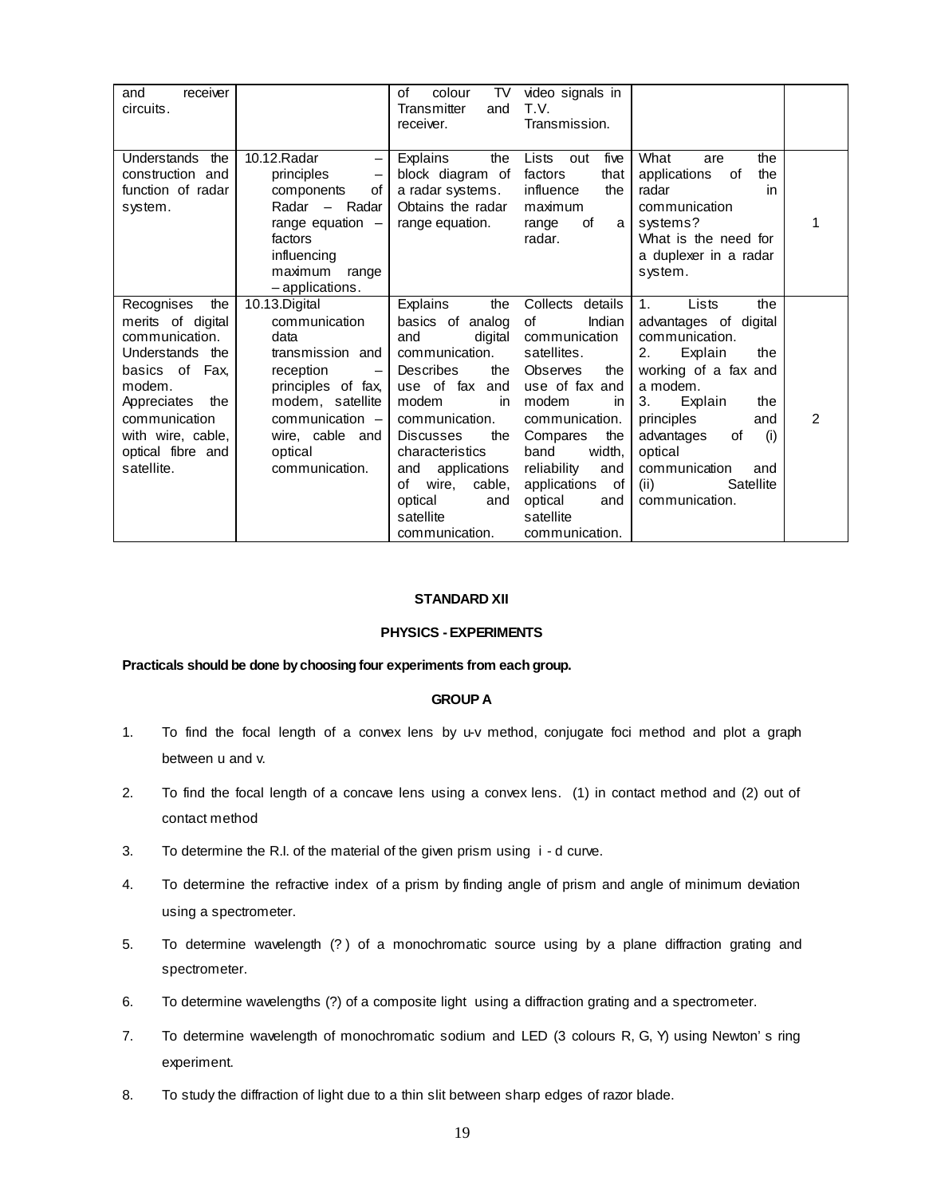| | | | | | |
|---|---|---|---|---|---|
| and receiver circuits. | | of colour TV Transmitter and receiver. | video signals in T.V. Transmission. | | |
| Understands the construction and function of radar system. | 10.12.Radar – principles – components of Radar – Radar range equation – factors influencing maximum range – applications. | Explains the block diagram of a radar systems. Obtains the radar range equation. | Lists out five factors that influence the maximum range of a radar. | What are the applications of the radar in communication systems? What is the need for a duplexer in a radar system. | 1 |
| Recognises the merits of digital communication. Understands the basics of Fax, modem. Appreciates the communication with wire, cable, optical fibre and satellite. | 10.13.Digital communication data transmission and reception – principles of fax, modem, satellite communication – wire, cable and optical communication. | Explains the basics of analog and digital communication. Describes the use of fax and modem in communication. Discusses the characteristics and applications of wire, cable, optical and satellite communication. | Collects details of Indian communication satellites. Observes the use of fax and modem in communication. Compares the band width, reliability and applications of optical and satellite communication. | 1. Lists the advantages of digital communication. 2. Explain the working of a fax and a modem. 3. Explain the principles and advantages of (i) optical communication and (ii) Satellite communication. | 2 |

**STANDARD XII**

**PHYSICS - EXPERIMENTS**

**Practicals should be done by choosing four experiments from each group.**

**GROUP A**

1. To find the focal length of a convex lens by u-v method, conjugate foci method and plot a graph between u and v.
2. To find the focal length of a concave lens using a convex lens. (1) in contact method and (2) out of contact method
3. To determine the R.I. of the material of the given prism using i - d curve.
4. To determine the refractive index of a prism by finding angle of prism and angle of minimum deviation using a spectrometer.
5. To determine wavelength (? ) of a monochromatic source using by a plane diffraction grating and spectrometer.
6. To determine wavelengths (?) of a composite light using a diffraction grating and a spectrometer.
7. To determine wavelength of monochromatic sodium and LED (3 colours R, G, Y) using Newton's ring experiment.
8. To study the diffraction of light due to a thin slit between sharp edges of razor blade.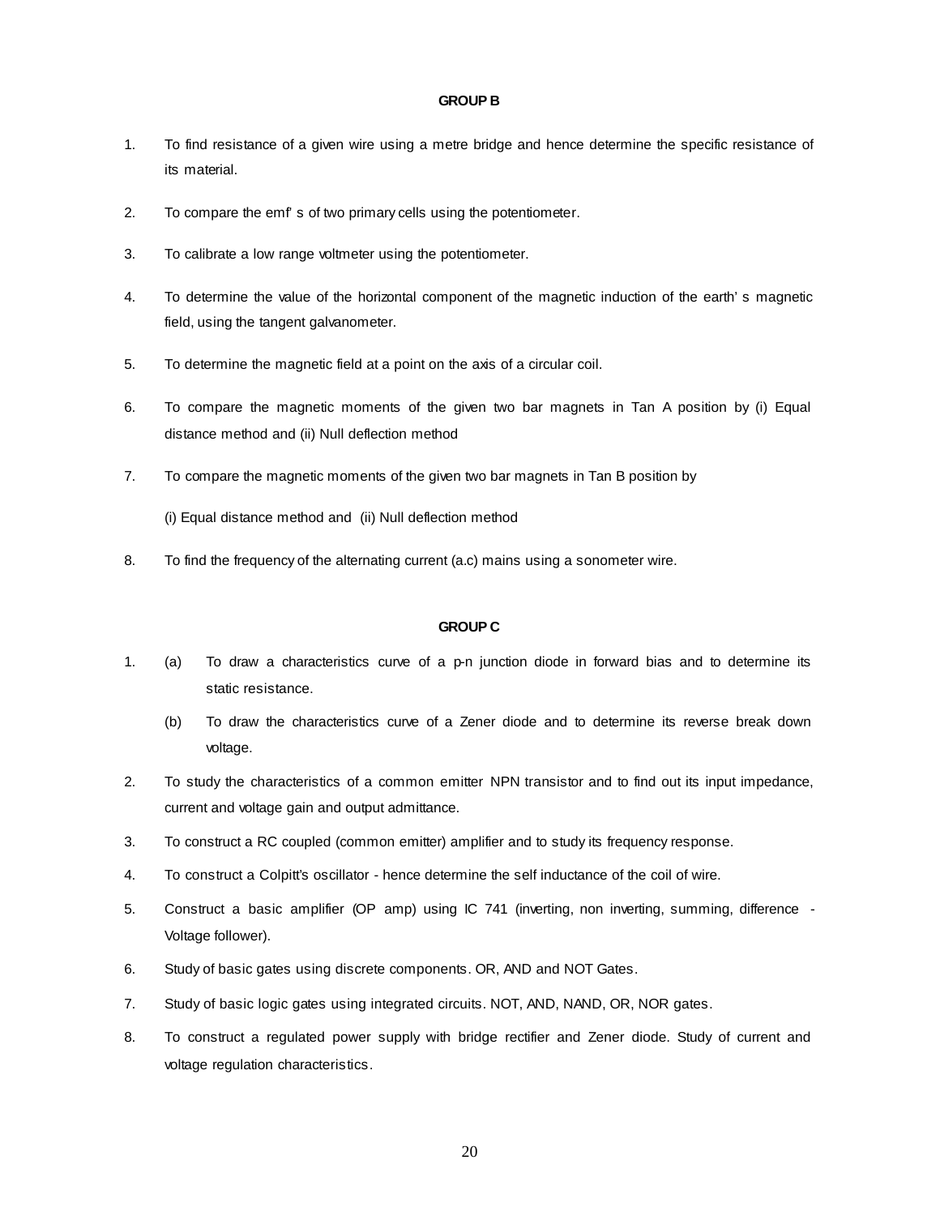## GROUP B

1. To find resistance of a given wire using a metre bridge and hence determine the specific resistance of its material.

2. To compare the emf' s of two primary cells using the potentiometer.

3. To calibrate a low range voltmeter using the potentiometer.

4. To determine the value of the horizontal component of the magnetic induction of the earth' s magnetic field, using the tangent galvanometer.

5. To determine the magnetic field at a point on the axis of a circular coil.

6. To compare the magnetic moments of the given two bar magnets in Tan A position by (i) Equal distance method and (ii) Null deflection method

7. To compare the magnetic moments of the given two bar magnets in Tan B position by

   (i) Equal distance method and (ii) Null deflection method

8. To find the frequency of the alternating current (a.c) mains using a sonometer wire.

## GROUP C

1. (a) To draw a characteristics curve of a p-n junction diode in forward bias and to determine its static resistance.

   (b) To draw the characteristics curve of a Zener diode and to determine its reverse break down voltage.

2. To study the characteristics of a common emitter NPN transistor and to find out its input impedance, current and voltage gain and output admittance.

3. To construct a RC coupled (common emitter) amplifier and to study its frequency response.

4. To construct a Colpitt's oscillator - hence determine the self inductance of the coil of wire.

5. Construct a basic amplifier (OP amp) using IC 741 (inverting, non inverting, summing, difference - Voltage follower).

6. Study of basic gates using discrete components. OR, AND and NOT Gates.

7. Study of basic logic gates using integrated circuits. NOT, AND, NAND, OR, NOR gates.

8. To construct a regulated power supply with bridge rectifier and Zener diode. Study of current and voltage regulation characteristics.